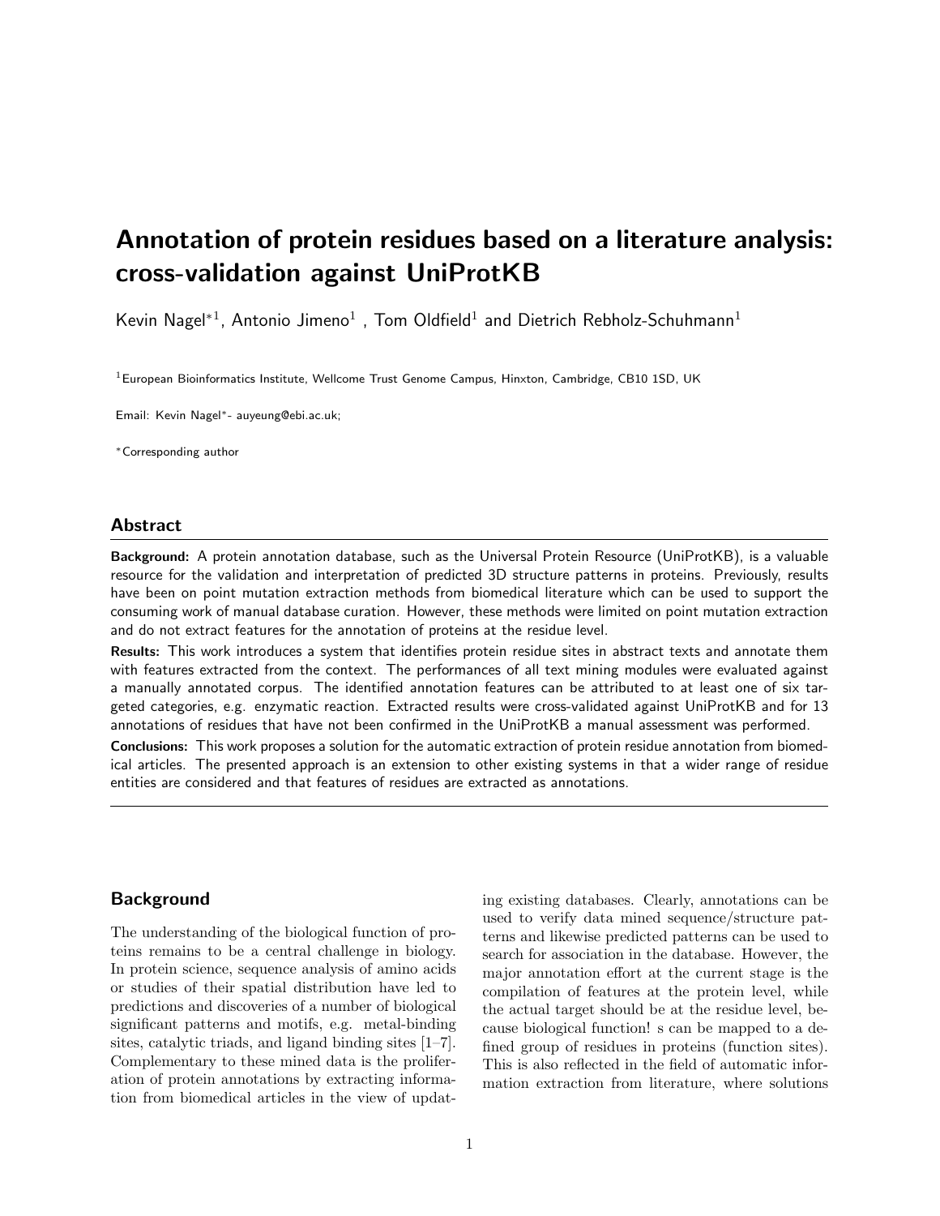# Annotation of protein residues based on a literature analysis: cross-validation against UniProtKB

Kevin Nagel*[1], Antonio Jimeno[1] , Tom Oldfield[1] and Dietrich Rebholz-Schuhmann[1]

[1]European Bioinformatics Institute, Wellcome Trust Genome Campus, Hinxton, Cambridge, CB10 1SD, UK

Email: Kevin Nagel*- auyeung@ebi.ac.uk;

*Corresponding author

## Abstract

**Background:** A protein annotation database, such as the Universal Protein Resource (UniProtKB), is a valuable resource for the validation and interpretation of predicted 3D structure patterns in proteins. Previously, results have been on point mutation extraction methods from biomedical literature which can be used to support the consuming work of manual database curation. However, these methods were limited on point mutation extraction and do not extract features for the annotation of proteins at the residue level.

**Results:** This work introduces a system that identifies protein residue sites in abstract texts and annotate them with features extracted from the context. The performances of all text mining modules were evaluated against a manually annotated corpus. The identified annotation features can be attributed to at least one of six targeted categories, e.g. enzymatic reaction. Extracted results were cross-validated against UniProtKB and for 13 annotations of residues that have not been confirmed in the UniProtKB a manual assessment was performed.

**Conclusions:** This work proposes a solution for the automatic extraction of protein residue annotation from biomedical articles. The presented approach is an extension to other existing systems in that a wider range of residue entities are considered and that features of residues are extracted as annotations.

## Background

The understanding of the biological function of proteins remains to be a central challenge in biology. In protein science, sequence analysis of amino acids or studies of their spatial distribution have led to predictions and discoveries of a number of biological significant patterns and motifs, e.g. metal-binding sites, catalytic triads, and ligand binding sites [1–7]. Complementary to these mined data is the proliferation of protein annotations by extracting information from biomedical articles in the view of updating existing databases. Clearly, annotations can be used to verify data mined sequence/structure patterns and likewise predicted patterns can be used to search for association in the database. However, the major annotation effort at the current stage is the compilation of features at the protein level, while the actual target should be at the residue level, because biological function! s can be mapped to a defined group of residues in proteins (function sites). This is also reflected in the field of automatic information extraction from literature, where solutions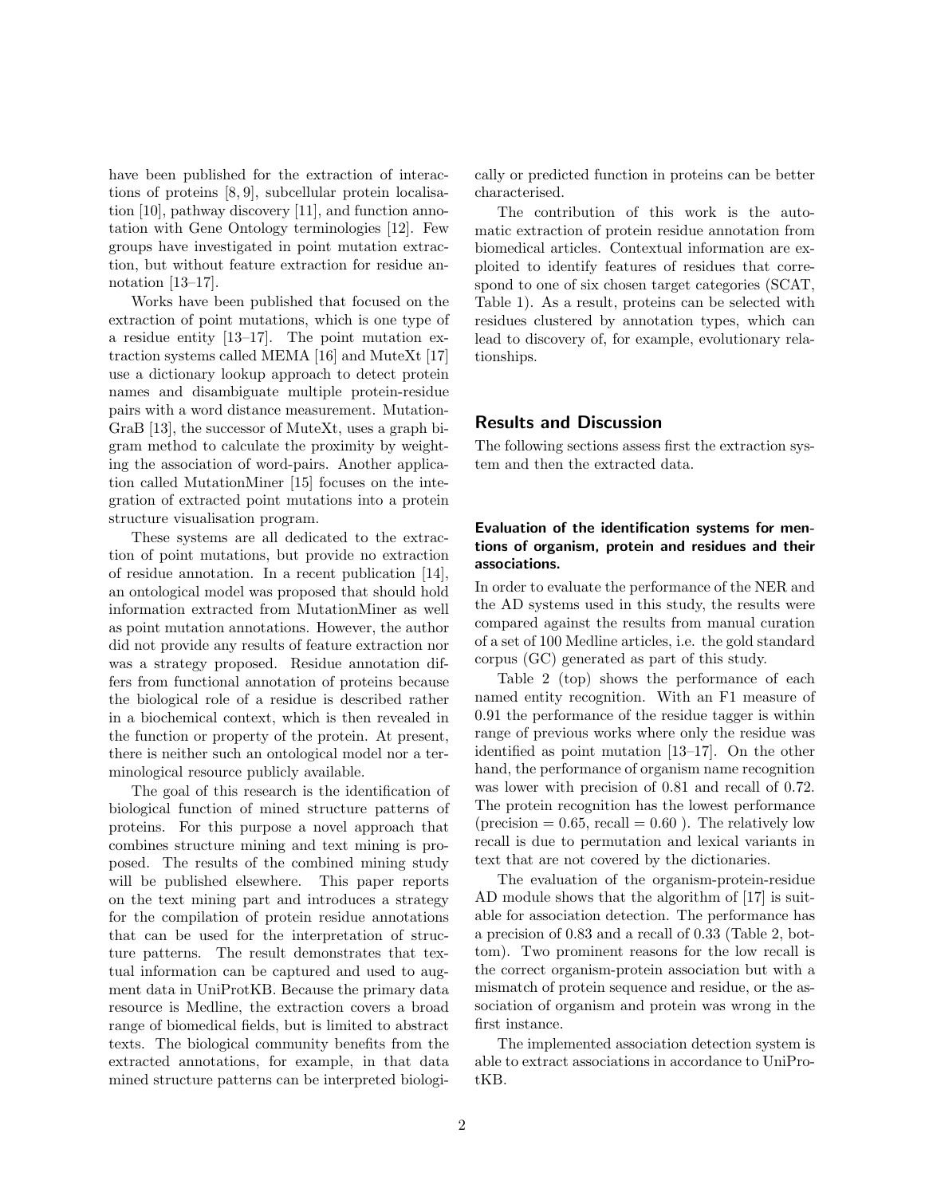have been published for the extraction of interactions of proteins [8, 9], subcellular protein localisation [10], pathway discovery [11], and function annotation with Gene Ontology terminologies [12]. Few groups have investigated in point mutation extraction, but without feature extraction for residue annotation [13–17].

Works have been published that focused on the extraction of point mutations, which is one type of a residue entity [13–17]. The point mutation extraction systems called MEMA [16] and MuteXt [17] use a dictionary lookup approach to detect protein names and disambiguate multiple protein-residue pairs with a word distance measurement. MutationGraB [13], the successor of MuteXt, uses a graph bigram method to calculate the proximity by weighting the association of word-pairs. Another application called MutationMiner [15] focuses on the integration of extracted point mutations into a protein structure visualisation program.

These systems are all dedicated to the extraction of point mutations, but provide no extraction of residue annotation. In a recent publication [14], an ontological model was proposed that should hold information extracted from MutationMiner as well as point mutation annotations. However, the author did not provide any results of feature extraction nor was a strategy proposed. Residue annotation differs from functional annotation of proteins because the biological role of a residue is described rather in a biochemical context, which is then revealed in the function or property of the protein. At present, there is neither such an ontological model nor a terminological resource publicly available.

The goal of this research is the identification of biological function of mined structure patterns of proteins. For this purpose a novel approach that combines structure mining and text mining is proposed. The results of the combined mining study will be published elsewhere. This paper reports on the text mining part and introduces a strategy for the compilation of protein residue annotations that can be used for the interpretation of structure patterns. The result demonstrates that textual information can be captured and used to augment data in UniProtKB. Because the primary data resource is Medline, the extraction covers a broad range of biomedical fields, but is limited to abstract texts. The biological community benefits from the extracted annotations, for example, in that data mined structure patterns can be interpreted biologically or predicted function in proteins can be better characterised.

The contribution of this work is the automatic extraction of protein residue annotation from biomedical articles. Contextual information are exploited to identify features of residues that correspond to one of six chosen target categories (SCAT, Table 1). As a result, proteins can be selected with residues clustered by annotation types, which can lead to discovery of, for example, evolutionary relationships.

## Results and Discussion

The following sections assess first the extraction system and then the extracted data.

### Evaluation of the identification systems for mentions of organism, protein and residues and their associations.

In order to evaluate the performance of the NER and the AD systems used in this study, the results were compared against the results from manual curation of a set of 100 Medline articles, i.e. the gold standard corpus (GC) generated as part of this study.

Table 2 (top) shows the performance of each named entity recognition. With an F1 measure of 0.91 the performance of the residue tagger is within range of previous works where only the residue was identified as point mutation [13–17]. On the other hand, the performance of organism name recognition was lower with precision of 0.81 and recall of 0.72. The protein recognition has the lowest performance (precision = 0.65, recall = 0.60 ). The relatively low recall is due to permutation and lexical variants in text that are not covered by the dictionaries.

The evaluation of the organism-protein-residue AD module shows that the algorithm of [17] is suitable for association detection. The performance has a precision of 0.83 and a recall of 0.33 (Table 2, bottom). Two prominent reasons for the low recall is the correct organism-protein association but with a mismatch of protein sequence and residue, or the association of organism and protein was wrong in the first instance.

The implemented association detection system is able to extract associations in accordance to UniProtKB.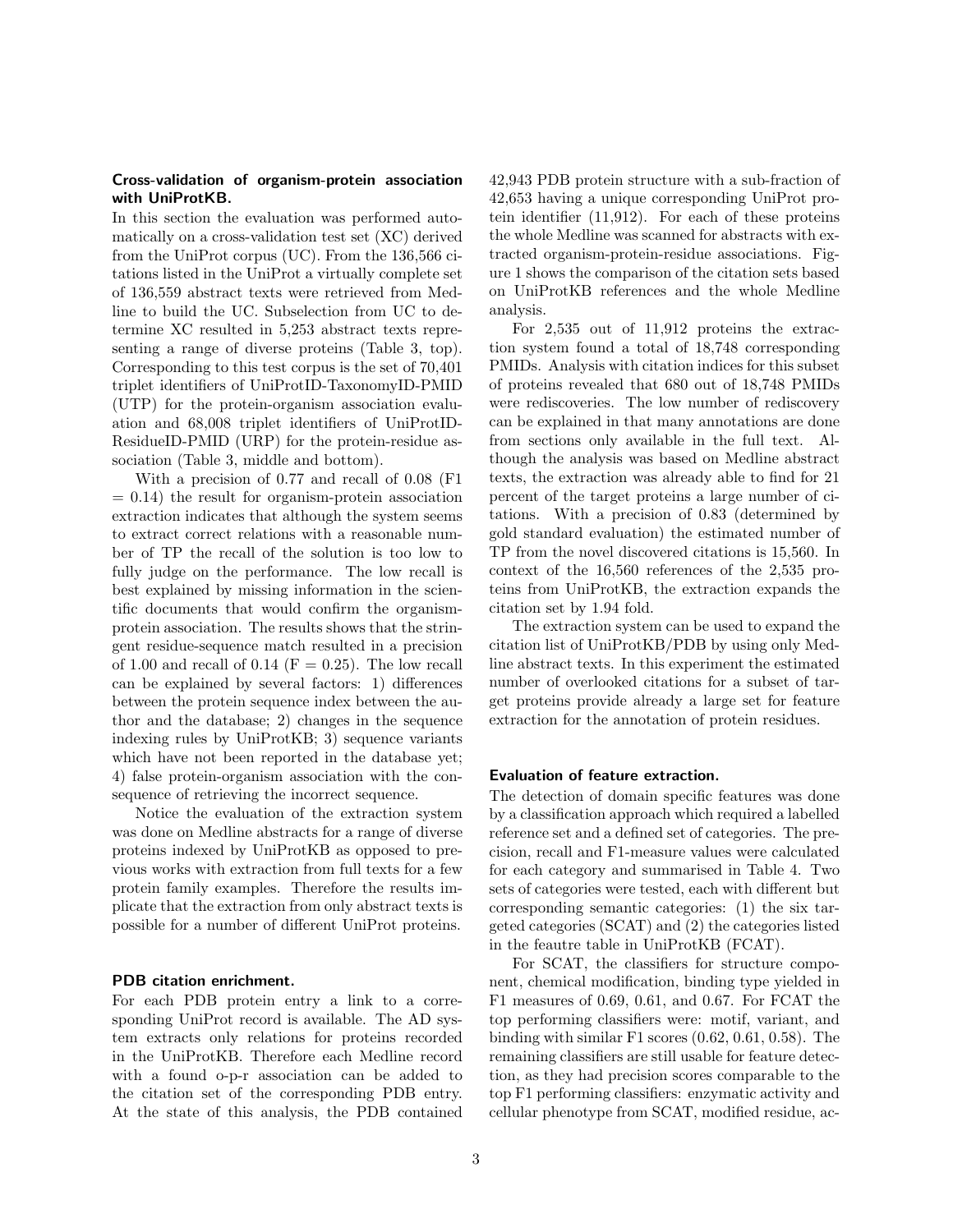### Cross-validation of organism-protein association with UniProtKB.

In this section the evaluation was performed automatically on a cross-validation test set (XC) derived from the UniProt corpus (UC). From the 136,566 citations listed in the UniProt a virtually complete set of 136,559 abstract texts were retrieved from Medline to build the UC. Subselection from UC to determine XC resulted in 5,253 abstract texts representing a range of diverse proteins (Table 3, top). Corresponding to this test corpus is the set of 70,401 triplet identifiers of UniProtID-TaxonomyID-PMID (UTP) for the protein-organism association evaluation and 68,008 triplet identifiers of UniProtID-ResidueID-PMID (URP) for the protein-residue association (Table 3, middle and bottom).

With a precision of 0.77 and recall of 0.08 (F1 = 0.14) the result for organism-protein association extraction indicates that although the system seems to extract correct relations with a reasonable number of TP the recall of the solution is too low to fully judge on the performance. The low recall is best explained by missing information in the scientific documents that would confirm the organism-protein association. The results shows that the stringent residue-sequence match resulted in a precision of 1.00 and recall of 0.14 (F = 0.25). The low recall can be explained by several factors: 1) differences between the protein sequence index between the author and the database; 2) changes in the sequence indexing rules by UniProtKB; 3) sequence variants which have not been reported in the database yet; 4) false protein-organism association with the consequence of retrieving the incorrect sequence.

Notice the evaluation of the extraction system was done on Medline abstracts for a range of diverse proteins indexed by UniProtKB as opposed to previous works with extraction from full texts for a few protein family examples. Therefore the results implicate that the extraction from only abstract texts is possible for a number of different UniProt proteins.

### PDB citation enrichment.

For each PDB protein entry a link to a corresponding UniProt record is available. The AD system extracts only relations for proteins recorded in the UniProtKB. Therefore each Medline record with a found o-p-r association can be added to the citation set of the corresponding PDB entry. At the state of this analysis, the PDB contained 42,943 PDB protein structure with a sub-fraction of 42,653 having a unique corresponding UniProt protein identifier (11,912). For each of these proteins the whole Medline was scanned for abstracts with extracted organism-protein-residue associations. Figure 1 shows the comparison of the citation sets based on UniProtKB references and the whole Medline analysis.

For 2,535 out of 11,912 proteins the extraction system found a total of 18,748 corresponding PMIDs. Analysis with citation indices for this subset of proteins revealed that 680 out of 18,748 PMIDs were rediscoveries. The low number of rediscovery can be explained in that many annotations are done from sections only available in the full text. Although the analysis was based on Medline abstract texts, the extraction was already able to find for 21 percent of the target proteins a large number of citations. With a precision of 0.83 (determined by gold standard evaluation) the estimated number of TP from the novel discovered citations is 15,560. In context of the 16,560 references of the 2,535 proteins from UniProtKB, the extraction expands the citation set by 1.94 fold.

The extraction system can be used to expand the citation list of UniProtKB/PDB by using only Medline abstract texts. In this experiment the estimated number of overlooked citations for a subset of target proteins provide already a large set for feature extraction for the annotation of protein residues.

### Evaluation of feature extraction.

The detection of domain specific features was done by a classification approach which required a labelled reference set and a defined set of categories. The precision, recall and F1-measure values were calculated for each category and summarised in Table 4. Two sets of categories were tested, each with different but corresponding semantic categories: (1) the six targeted categories (SCAT) and (2) the categories listed in the feautre table in UniProtKB (FCAT).

For SCAT, the classifiers for structure component, chemical modification, binding type yielded in F1 measures of 0.69, 0.61, and 0.67. For FCAT the top performing classifiers were: motif, variant, and binding with similar F1 scores (0.62, 0.61, 0.58). The remaining classifiers are still usable for feature detection, as they had precision scores comparable to the top F1 performing classifiers: enzymatic activity and cellular phenotype from SCAT, modified residue, ac-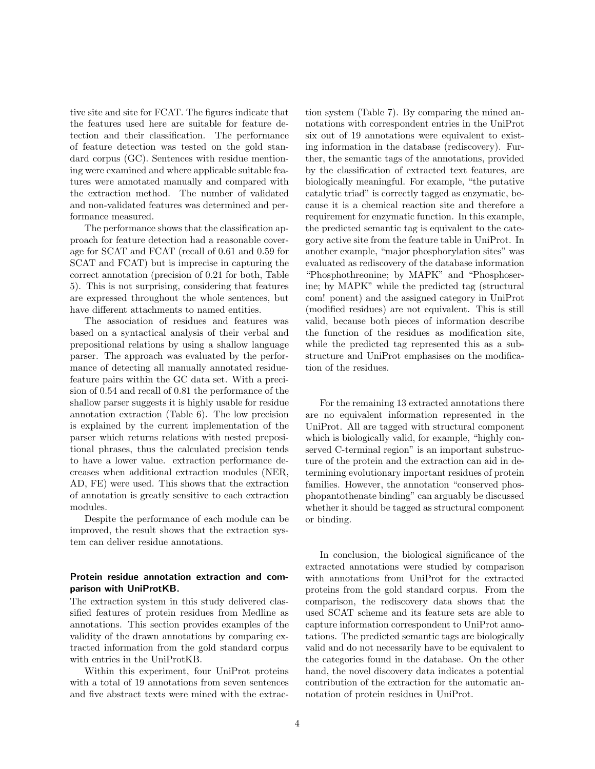tive site and site for FCAT. The figures indicate that the features used here are suitable for feature detection and their classification. The performance of feature detection was tested on the gold standard corpus (GC). Sentences with residue mentioning were examined and where applicable suitable features were annotated manually and compared with the extraction method. The number of validated and non-validated features was determined and performance measured.

The performance shows that the classification approach for feature detection had a reasonable coverage for SCAT and FCAT (recall of 0.61 and 0.59 for SCAT and FCAT) but is imprecise in capturing the correct annotation (precision of 0.21 for both, Table 5). This is not surprising, considering that features are expressed throughout the whole sentences, but have different attachments to named entities.

The association of residues and features was based on a syntactical analysis of their verbal and prepositional relations by using a shallow language parser. The approach was evaluated by the performance of detecting all manually annotated residue-feature pairs within the GC data set. With a precision of 0.54 and recall of 0.81 the performance of the shallow parser suggests it is highly usable for residue annotation extraction (Table 6). The low precision is explained by the current implementation of the parser which returns relations with nested prepositional phrases, thus the calculated precision tends to have a lower value. extraction performance decreases when additional extraction modules (NER, AD, FE) were used. This shows that the extraction of annotation is greatly sensitive to each extraction modules.

Despite the performance of each module can be improved, the result shows that the extraction system can deliver residue annotations.

### Protein residue annotation extraction and comparison with UniProtKB.

The extraction system in this study delivered classified features of protein residues from Medline as annotations. This section provides examples of the validity of the drawn annotations by comparing extracted information from the gold standard corpus with entries in the UniProtKB.

Within this experiment, four UniProt proteins with a total of 19 annotations from seven sentences and five abstract texts were mined with the extraction system (Table 7). By comparing the mined annotations with correspondent entries in the UniProt six out of 19 annotations were equivalent to existing information in the database (rediscovery). Further, the semantic tags of the annotations, provided by the classification of extracted text features, are biologically meaningful. For example, "the putative catalytic triad" is correctly tagged as enzymatic, because it is a chemical reaction site and therefore a requirement for enzymatic function. In this example, the predicted semantic tag is equivalent to the category active site from the feature table in UniProt. In another example, "major phosphorylation sites" was evaluated as rediscovery of the database information "Phosphothreonine; by MAPK" and "Phosphoserine; by MAPK" while the predicted tag (structural com! ponent) and the assigned category in UniProt (modified residues) are not equivalent. This is still valid, because both pieces of information describe the function of the residues as modification site, while the predicted tag represented this as a substructure and UniProt emphasises on the modification of the residues.

For the remaining 13 extracted annotations there are no equivalent information represented in the UniProt. All are tagged with structural component which is biologically valid, for example, "highly conserved C-terminal region" is an important substructure of the protein and the extraction can aid in determining evolutionary important residues of protein families. However, the annotation "conserved phosphopantothenate binding" can arguably be discussed whether it should be tagged as structural component or binding.

In conclusion, the biological significance of the extracted annotations were studied by comparison with annotations from UniProt for the extracted proteins from the gold standard corpus. From the comparison, the rediscovery data shows that the used SCAT scheme and its feature sets are able to capture information correspondent to UniProt annotations. The predicted semantic tags are biologically valid and do not necessarily have to be equivalent to the categories found in the database. On the other hand, the novel discovery data indicates a potential contribution of the extraction for the automatic annotation of protein residues in UniProt.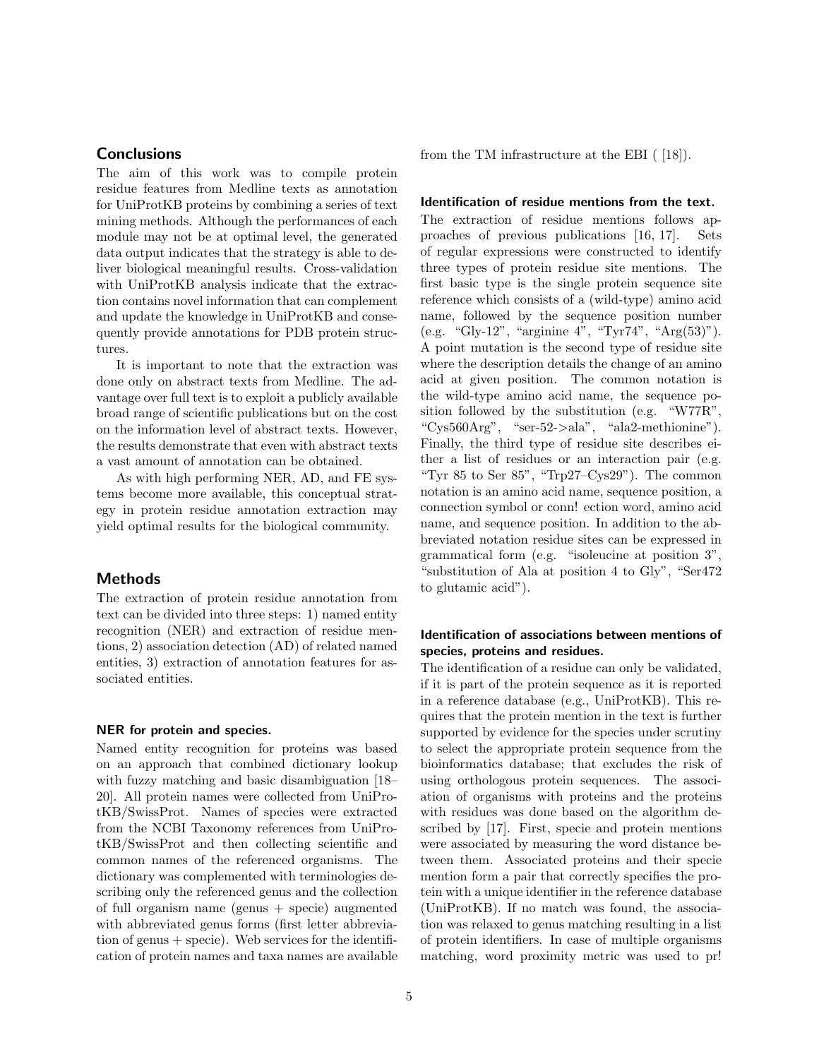## Conclusions

The aim of this work was to compile protein residue features from Medline texts as annotation for UniProtKB proteins by combining a series of text mining methods. Although the performances of each module may not be at optimal level, the generated data output indicates that the strategy is able to deliver biological meaningful results. Cross-validation with UniProtKB analysis indicate that the extraction contains novel information that can complement and update the knowledge in UniProtKB and consequently provide annotations for PDB protein structures.

It is important to note that the extraction was done only on abstract texts from Medline. The advantage over full text is to exploit a publicly available broad range of scientific publications but on the cost on the information level of abstract texts. However, the results demonstrate that even with abstract texts a vast amount of annotation can be obtained.

As with high performing NER, AD, and FE systems become more available, this conceptual strategy in protein residue annotation extraction may yield optimal results for the biological community.

## Methods

The extraction of protein residue annotation from text can be divided into three steps: 1) named entity recognition (NER) and extraction of residue mentions, 2) association detection (AD) of related named entities, 3) extraction of annotation features for associated entities.

### NER for protein and species.

Named entity recognition for proteins was based on an approach that combined dictionary lookup with fuzzy matching and basic disambiguation [18–20]. All protein names were collected from UniProtKB/SwissProt. Names of species were extracted from the NCBI Taxonomy references from UniProtKB/SwissProt and then collecting scientific and common names of the referenced organisms. The dictionary was complemented with terminologies describing only the referenced genus and the collection of full organism name (genus + specie) augmented with abbreviated genus forms (first letter abbreviation of genus + specie). Web services for the identification of protein names and taxa names are available from the TM infrastructure at the EBI ( [18]).

### Identification of residue mentions from the text.

The extraction of residue mentions follows approaches of previous publications [16, 17]. Sets of regular expressions were constructed to identify three types of protein residue site mentions. The first basic type is the single protein sequence site reference which consists of a (wild-type) amino acid name, followed by the sequence position number (e.g. "Gly-12", "arginine 4", "Tyr74", "Arg(53)"). A point mutation is the second type of residue site where the description details the change of an amino acid at given position. The common notation is the wild-type amino acid name, the sequence position followed by the substitution (e.g. "W77R", "Cys560Arg", "ser-52->ala", "ala2-methionine"). Finally, the third type of residue site describes either a list of residues or an interaction pair (e.g. "Tyr 85 to Ser 85", "Trp27–Cys29"). The common notation is an amino acid name, sequence position, a connection symbol or conn! ection word, amino acid name, and sequence position. In addition to the abbreviated notation residue sites can be expressed in grammatical form (e.g. "isoleucine at position 3", "substitution of Ala at position 4 to Gly", "Ser472 to glutamic acid").

### Identification of associations between mentions of species, proteins and residues.

The identification of a residue can only be validated, if it is part of the protein sequence as it is reported in a reference database (e.g., UniProtKB). This requires that the protein mention in the text is further supported by evidence for the species under scrutiny to select the appropriate protein sequence from the bioinformatics database; that excludes the risk of using orthologous protein sequences. The association of organisms with proteins and the proteins with residues was done based on the algorithm described by [17]. First, specie and protein mentions were associated by measuring the word distance between them. Associated proteins and their specie mention form a pair that correctly specifies the protein with a unique identifier in the reference database (UniProtKB). If no match was found, the association was relaxed to genus matching resulting in a list of protein identifiers. In case of multiple organisms matching, word proximity metric was used to pr!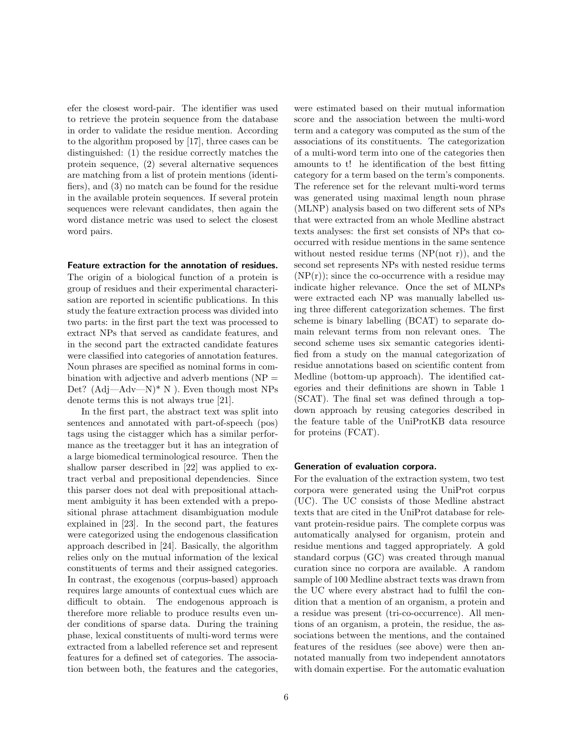efer the closest word-pair. The identifier was used to retrieve the protein sequence from the database in order to validate the residue mention. According to the algorithm proposed by [17], three cases can be distinguished: (1) the residue correctly matches the protein sequence, (2) several alternative sequences are matching from a list of protein mentions (identifiers), and (3) no match can be found for the residue in the available protein sequences. If several protein sequences were relevant candidates, then again the word distance metric was used to select the closest word pairs.

**Feature extraction for the annotation of residues.** The origin of a biological function of a protein is group of residues and their experimental characterisation are reported in scientific publications. In this study the feature extraction process was divided into two parts: in the first part the text was processed to extract NPs that served as candidate features, and in the second part the extracted candidate features were classified into categories of annotation features. Noun phrases are specified as nominal forms in combination with adjective and adverb mentions (NP = Det? (Adj—Adv—N)* N ). Even though most NPs denote terms this is not always true [21].

In the first part, the abstract text was split into sentences and annotated with part-of-speech (pos) tags using the cistagger which has a similar performance as the treetagger but it has an integration of a large biomedical terminological resource. Then the shallow parser described in [22] was applied to extract verbal and prepositional dependencies. Since this parser does not deal with prepositional attachment ambiguity it has been extended with a prepositional phrase attachment disambiguation module explained in [23]. In the second part, the features were categorized using the endogenous classification approach described in [24]. Basically, the algorithm relies only on the mutual information of the lexical constituents of terms and their assigned categories. In contrast, the exogenous (corpus-based) approach requires large amounts of contextual cues which are difficult to obtain. The endogenous approach is therefore more reliable to produce results even under conditions of sparse data. During the training phase, lexical constituents of multi-word terms were extracted from a labelled reference set and represent features for a defined set of categories. The association between both, the features and the categories, were estimated based on their mutual information score and the association between the multi-word term and a category was computed as the sum of the associations of its constituents. The categorization of a multi-word term into one of the categories then amounts to t! he identification of the best fitting category for a term based on the term's components. The reference set for the relevant multi-word terms was generated using maximal length noun phrase (MLNP) analysis based on two different sets of NPs that were extracted from an whole Medline abstract texts analyses: the first set consists of NPs that cooccurred with residue mentions in the same sentence without nested residue terms (NP(not r)), and the second set represents NPs with nested residue terms (NP(r)); since the co-occurrence with a residue may indicate higher relevance. Once the set of MLNPs were extracted each NP was manually labelled using three different categorization schemes. The first scheme is binary labelling (BCAT) to separate domain relevant terms from non relevant ones. The second scheme uses six semantic categories identified from a study on the manual categorization of residue annotations based on scientific content from Medline (bottom-up approach). The identified categories and their definitions are shown in Table 1 (SCAT). The final set was defined through a topdown approach by reusing categories described in the feature table of the UniProtKB data resource for proteins (FCAT).

**Generation of evaluation corpora.** For the evaluation of the extraction system, two test corpora were generated using the UniProt corpus (UC). The UC consists of those Medline abstract texts that are cited in the UniProt database for relevant protein-residue pairs. The complete corpus was automatically analysed for organism, protein and residue mentions and tagged appropriately. A gold standard corpus (GC) was created through manual curation since no corpora are available. A random sample of 100 Medline abstract texts was drawn from the UC where every abstract had to fulfil the condition that a mention of an organism, a protein and a residue was present (tri-co-occurrence). All mentions of an organism, a protein, the residue, the associations between the mentions, and the contained features of the residues (see above) were then annotated manually from two independent annotators with domain expertise. For the automatic evaluation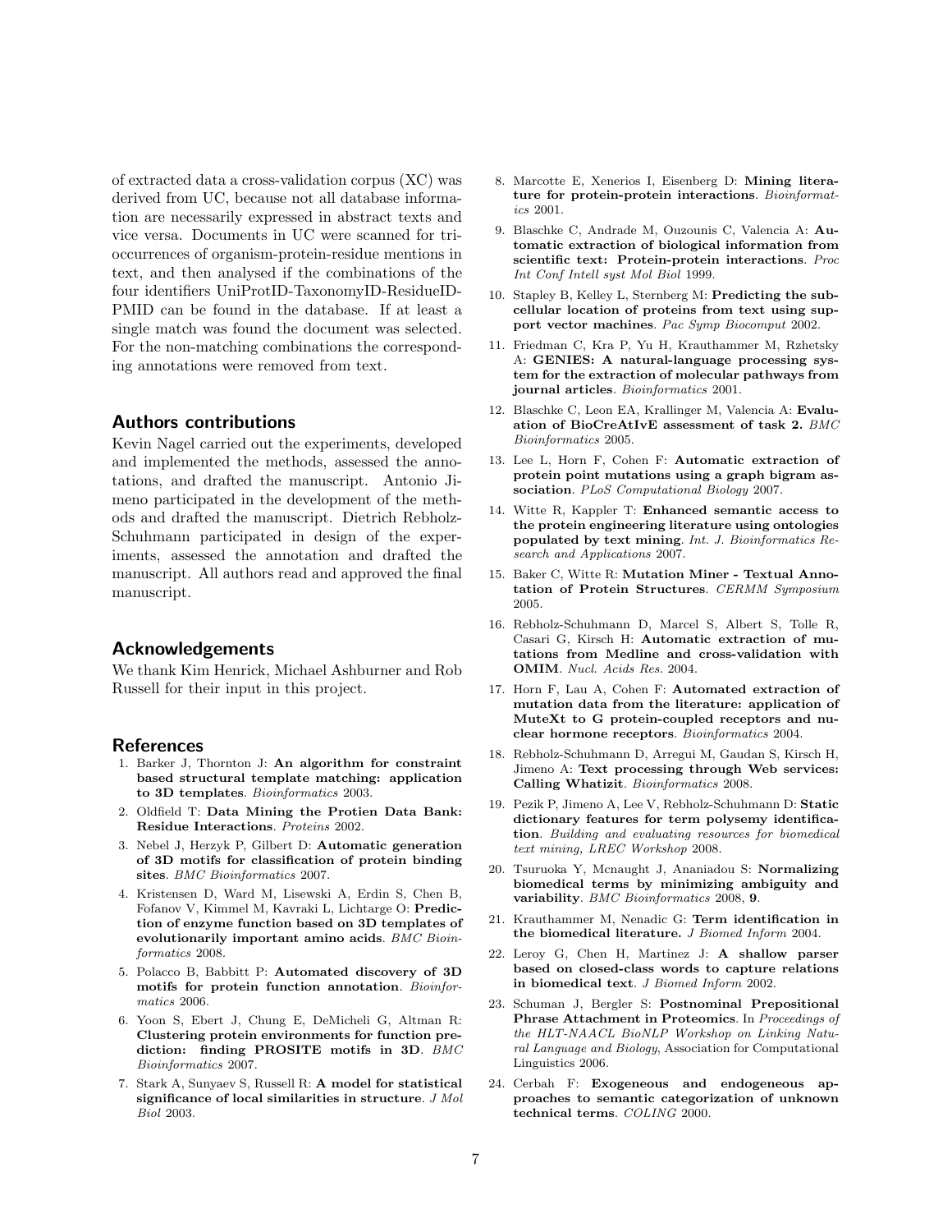of extracted data a cross-validation corpus (XC) was derived from UC, because not all database information are necessarily expressed in abstract texts and vice versa. Documents in UC were scanned for tri-occurrences of organism-protein-residue mentions in text, and then analysed if the combinations of the four identifiers UniProtID-TaxonomyID-ResidueID-PMID can be found in the database. If at least a single match was found the document was selected. For the non-matching combinations the corresponding annotations were removed from text.

## Authors contributions

Kevin Nagel carried out the experiments, developed and implemented the methods, assessed the annotations, and drafted the manuscript. Antonio Jimeno participated in the development of the methods and drafted the manuscript. Dietrich Rebholz-Schuhmann participated in design of the experiments, assessed the annotation and drafted the manuscript. All authors read and approved the final manuscript.

## Acknowledgements

We thank Kim Henrick, Michael Ashburner and Rob Russell for their input in this project.

## References

1. Barker J, Thornton J: **An algorithm for constraint based structural template matching: application to 3D templates**. *Bioinformatics* 2003.
2. Oldfield T: **Data Mining the Protien Data Bank: Residue Interactions**. *Proteins* 2002.
3. Nebel J, Herzyk P, Gilbert D: **Automatic generation of 3D motifs for classification of protein binding sites**. *BMC Bioinformatics* 2007.
4. Kristensen D, Ward M, Lisewski A, Erdin S, Chen B, Fofanov V, Kimmel M, Kavraki L, Lichtarge O: **Prediction of enzyme function based on 3D templates of evolutionarily important amino acids**. *BMC Bioinformatics* 2008.
5. Polacco B, Babbitt P: **Automated discovery of 3D motifs for protein function annotation**. *Bioinformatics* 2006.
6. Yoon S, Ebert J, Chung E, DeMicheli G, Altman R: **Clustering protein environments for function prediction: finding PROSITE motifs in 3D**. *BMC Bioinformatics* 2007.
7. Stark A, Sunyaev S, Russell R: **A model for statistical significance of local similarities in structure**. *J Mol Biol* 2003.
8. Marcotte E, Xenerios I, Eisenberg D: **Mining literature for protein-protein interactions**. *Bioinformatics* 2001.
9. Blaschke C, Andrade M, Ouzounis C, Valencia A: **Automatic extraction of biological information from scientific text: Protein-protein interactions**. *Proc Int Conf Intell syst Mol Biol* 1999.
10. Stapley B, Kelley L, Sternberg M: **Predicting the subcellular location of proteins from text using support vector machines**. *Pac Symp Biocomput* 2002.
11. Friedman C, Kra P, Yu H, Krauthammer M, Rzhetsky A: **GENIES: A natural-language processing system for the extraction of molecular pathways from journal articles**. *Bioinformatics* 2001.
12. Blaschke C, Leon EA, Krallinger M, Valencia A: **Evaluation of BioCreAtIvE assessment of task 2.** *BMC Bioinformatics* 2005.
13. Lee L, Horn F, Cohen F: **Automatic extraction of protein point mutations using a graph bigram association**. *PLoS Computational Biology* 2007.
14. Witte R, Kappler T: **Enhanced semantic access to the protein engineering literature using ontologies populated by text mining**. *Int. J. Bioinformatics Research and Applications* 2007.
15. Baker C, Witte R: **Mutation Miner - Textual Annotation of Protein Structures**. *CERMM Symposium* 2005.
16. Rebholz-Schuhmann D, Marcel S, Albert S, Tolle R, Casari G, Kirsch H: **Automatic extraction of mutations from Medline and cross-validation with OMIM**. *Nucl. Acids Res.* 2004.
17. Horn F, Lau A, Cohen F: **Automated extraction of mutation data from the literature: application of MuteXt to G protein-coupled receptors and nuclear hormone receptors**. *Bioinformatics* 2004.
18. Rebholz-Schuhmann D, Arregui M, Gaudan S, Kirsch H, Jimeno A: **Text processing through Web services: Calling Whatizit**. *Bioinformatics* 2008.
19. Pezik P, Jimeno A, Lee V, Rebholz-Schuhmann D: **Static dictionary features for term polysemy identification**. *Building and evaluating resources for biomedical text mining, LREC Workshop* 2008.
20. Tsuruoka Y, Mcnaught J, Ananiadou S: **Normalizing biomedical terms by minimizing ambiguity and variability**. *BMC Bioinformatics* 2008, **9**.
21. Krauthammer M, Nenadic G: **Term identification in the biomedical literature.** *J Biomed Inform* 2004.
22. Leroy G, Chen H, Martinez J: **A shallow parser based on closed-class words to capture relations in biomedical text**. *J Biomed Inform* 2002.
23. Schuman J, Bergler S: **Postnominal Prepositional Phrase Attachment in Proteomics**. In *Proceedings of the HLT-NAACL BioNLP Workshop on Linking Natural Language and Biology*, Association for Computational Linguistics 2006.
24. Cerbah F: **Exogeneous and endogeneous approaches to semantic categorization of unknown technical terms**. *COLING* 2000.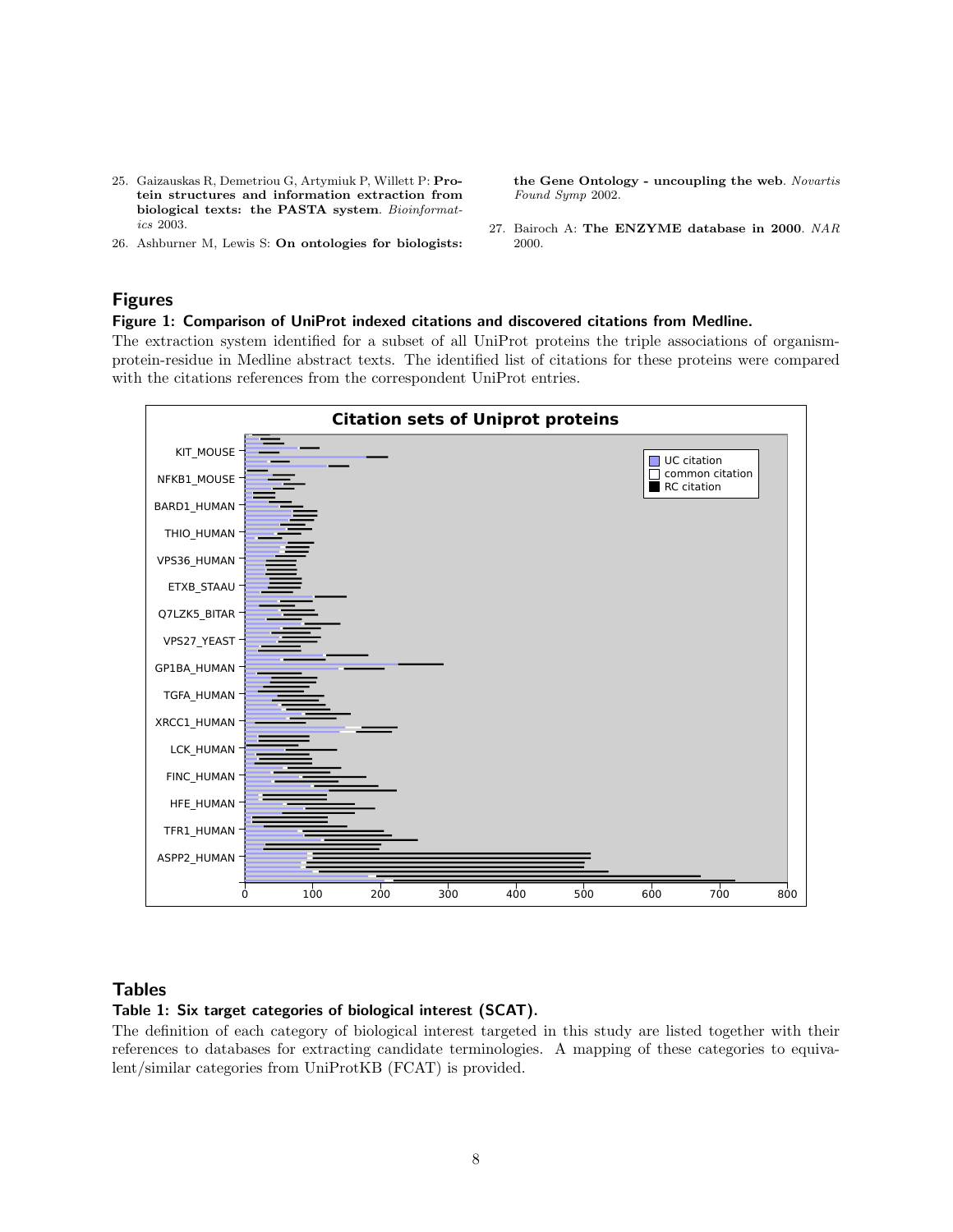25. Gaizauskas R, Demetriou G, Artymiuk P, Willett P: **Protein structures and information extraction from biological texts: the PASTA system**. *Bioinformatics* 2003.
26. Ashburner M, Lewis S: **On ontologies for biologists: the Gene Ontology - uncoupling the web**. *Novartis Found Symp* 2002.
27. Bairoch A: **The ENZYME database in 2000**. *NAR* 2000.

## Figures

### Figure 1: Comparison of UniProt indexed citations and discovered citations from Medline.

The extraction system identified for a subset of all UniProt proteins the triple associations of organism-protein-residue in Medline abstract texts. The identified list of citations for these proteins were compared with the citations references from the correspondent UniProt entries.

## Tables

### Table 1: Six target categories of biological interest (SCAT).

The definition of each category of biological interest targeted in this study are listed together with their references to databases for extracting candidate terminologies. A mapping of these categories to equivalent/similar categories from UniProtKB (FCAT) is provided.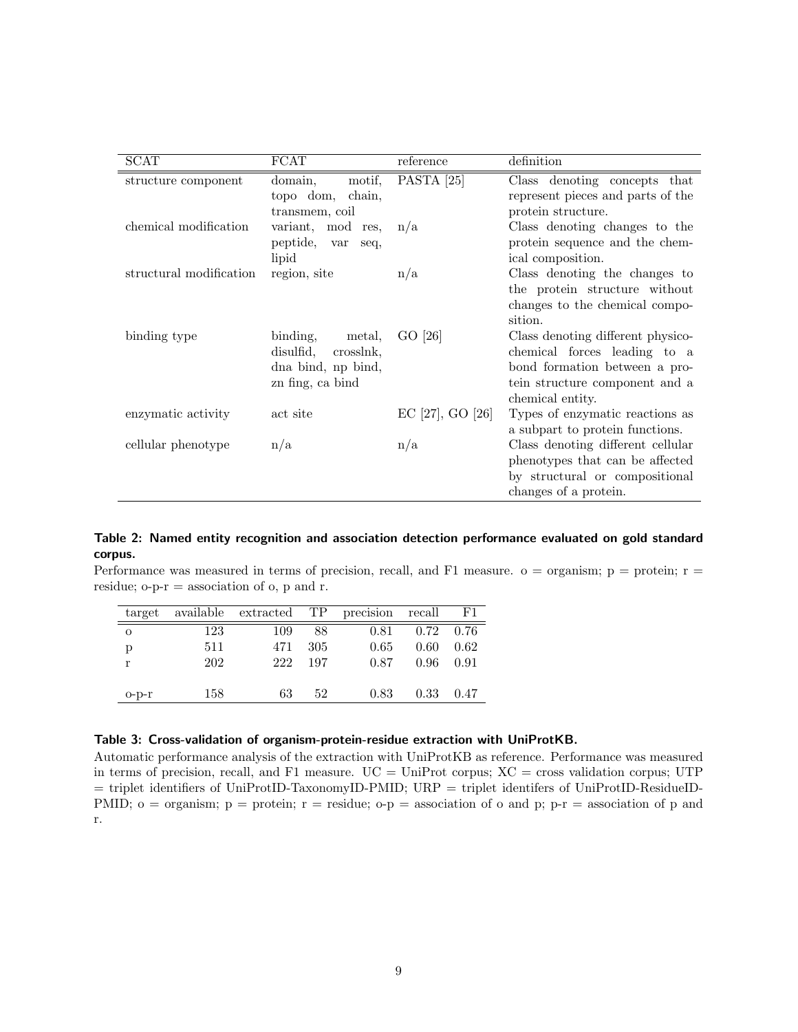| SCAT | FCAT | reference | definition |
|---|---|---|---|
| structure component | domain, motif, topo dom, chain, transmem, coil | PASTA [25] | Class denoting concepts that represent pieces and parts of the protein structure. |
| chemical modification | variant, mod res, peptide, var seq, lipid | n/a | Class denoting changes to the protein sequence and the chemical composition. |
| structural modification | region, site | n/a | Class denoting the changes to the protein structure without changes to the chemical composition. |
| binding type | binding, metal, disulfid, crosslnk, dna bind, np bind, zn fing, ca bind | GO [26] | Class denoting different physico-chemical forces leading to a bond formation between a protein structure component and a chemical entity. |
| enzymatic activity | act site | EC [27], GO [26] | Types of enzymatic reactions as a subpart to protein functions. |
| cellular phenotype | n/a | n/a | Class denoting different cellular phenotypes that can be affected by structural or compositional changes of a protein. |

**Table 2: Named entity recognition and association detection performance evaluated on gold standard corpus.**

Performance was measured in terms of precision, recall, and F1 measure. o = organism; p = protein; r = residue; o-p-r = association of o, p and r.

| target | available | extracted | TP | precision | recall | F1 |
|---|---|---|---|---|---|---|
| o | 123 | 109 | 88 | 0.81 | 0.72 | 0.76 |
| p | 511 | 471 | 305 | 0.65 | 0.60 | 0.62 |
| r | 202 | 222 | 197 | 0.87 | 0.96 | 0.91 |
| o-p-r | 158 | 63 | 52 | 0.83 | 0.33 | 0.47 |

**Table 3: Cross-validation of organism-protein-residue extraction with UniProtKB.**

Automatic performance analysis of the extraction with UniProtKB as reference. Performance was measured in terms of precision, recall, and F1 measure. UC = UniProt corpus; XC = cross validation corpus; UTP = triplet identifiers of UniProtID-TaxonomyID-PMID; URP = triplet identifers of UniProtID-ResidueID-PMID; o = organism; p = protein; r = residue; o-p = association of o and p; p-r = association of p and r.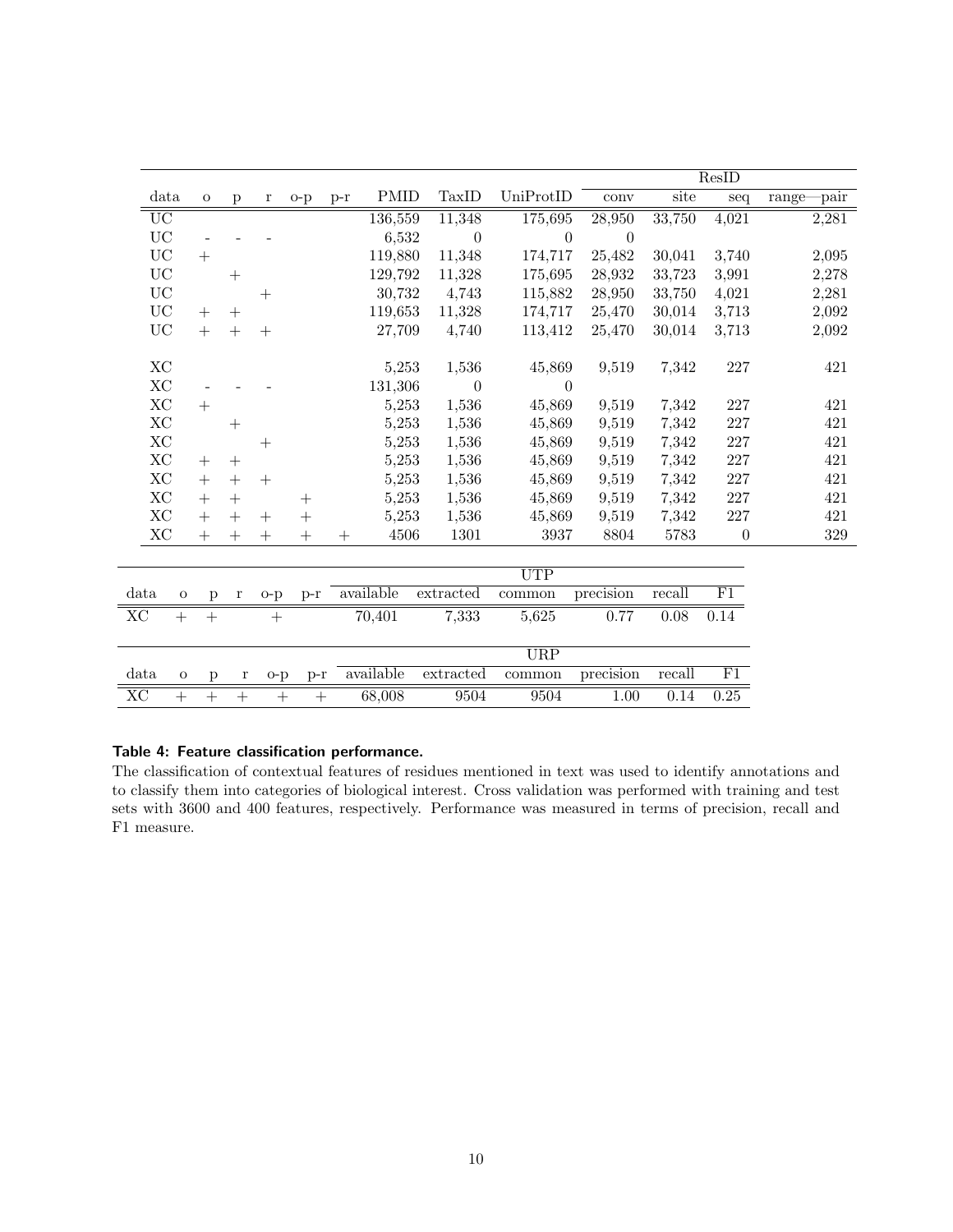| data | o | p | r | o-p | p-r | PMID | TaxID | UniProtID | ResID conv | site | seq | range—pair |
|---|---|---|---|---|---|---|---|---|---|---|---|---|
| UC | | | | | | 136,559 | 11,348 | 175,695 | 28,950 | 33,750 | 4,021 | 2,281 |
| UC | - | - | - | | | 6,532 | 0 | 0 | 0 | | | |
| UC | + | | | | | 119,880 | 11,348 | 174,717 | 25,482 | 30,041 | 3,740 | 2,095 |
| UC | | + | | | | 129,792 | 11,328 | 175,695 | 28,932 | 33,723 | 3,991 | 2,278 |
| UC | | | + | | | 30,732 | 4,743 | 115,882 | 28,950 | 33,750 | 4,021 | 2,281 |
| UC | + | + | | | | 119,653 | 11,328 | 174,717 | 25,470 | 30,014 | 3,713 | 2,092 |
| UC | + | + | + | | | 27,709 | 4,740 | 113,412 | 25,470 | 30,014 | 3,713 | 2,092 |
| XC | | | | | | 5,253 | 1,536 | 45,869 | 9,519 | 7,342 | 227 | 421 |
| XC | - | - | - | | | 131,306 | 0 | 0 | | | | |
| XC | + | | | | | 5,253 | 1,536 | 45,869 | 9,519 | 7,342 | 227 | 421 |
| XC | | + | | | | 5,253 | 1,536 | 45,869 | 9,519 | 7,342 | 227 | 421 |
| XC | | | + | | | 5,253 | 1,536 | 45,869 | 9,519 | 7,342 | 227 | 421 |
| XC | + | + | | | | 5,253 | 1,536 | 45,869 | 9,519 | 7,342 | 227 | 421 |
| XC | + | + | + | | | 5,253 | 1,536 | 45,869 | 9,519 | 7,342 | 227 | 421 |
| XC | + | + | | + | | 5,253 | 1,536 | 45,869 | 9,519 | 7,342 | 227 | 421 |
| XC | + | + | + | + | | 5,253 | 1,536 | 45,869 | 9,519 | 7,342 | 227 | 421 |
| XC | + | + | + | + | + | 4506 | 1301 | 3937 | 8804 | 5783 | 0 | 329 |

| data | o | p | r | o-p | p-r | available | extracted | UTP common | precision | recall | F1 |
|---|---|---|---|---|---|---|---|---|---|---|---|
| XC | + | + | | + | | 70,401 | 7,333 | 5,625 | 0.77 | 0.08 | 0.14 |

| data | o | p | r | o-p | p-r | available | extracted | URP common | precision | recall | F1 |
|---|---|---|---|---|---|---|---|---|---|---|---|
| XC | + | + | + | + | + | 68,008 | 9504 | 9504 | 1.00 | 0.14 | 0.25 |

**Table 4: Feature classification performance.**

The classification of contextual features of residues mentioned in text was used to identify annotations and to classify them into categories of biological interest. Cross validation was performed with training and test sets with 3600 and 400 features, respectively. Performance was measured in terms of precision, recall and F1 measure.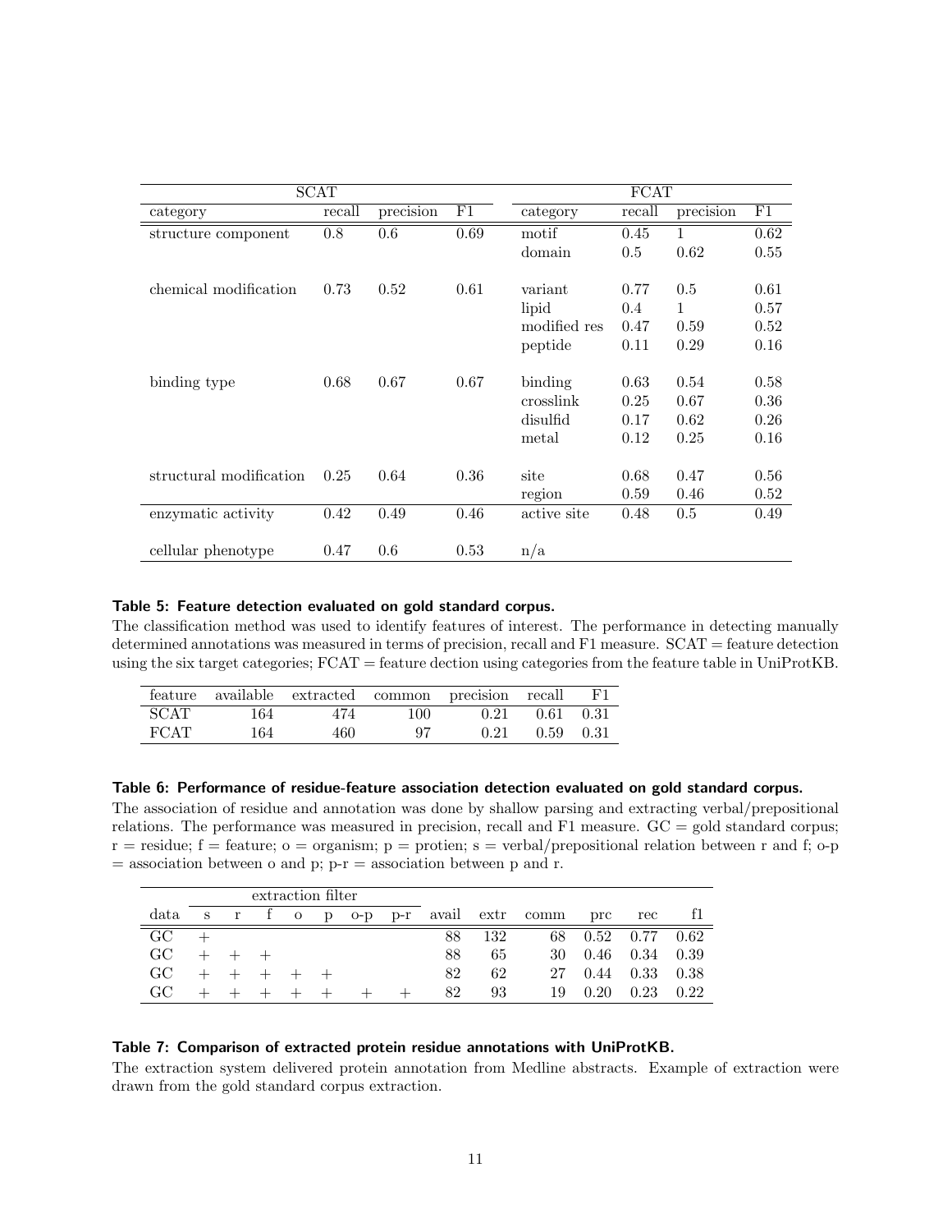| SCAT | | | | FCAT | | | |
|---|---|---|---|---|---|---|---|
| category | recall | precision | F1 | category | recall | precision | F1 |
| structure component | 0.8 | 0.6 | 0.69 | motif | 0.45 | 1 | 0.62 |
| | | | | domain | 0.5 | 0.62 | 0.55 |
| chemical modification | 0.73 | 0.52 | 0.61 | variant | 0.77 | 0.5 | 0.61 |
| | | | | lipid | 0.4 | 1 | 0.57 |
| | | | | modified res | 0.47 | 0.59 | 0.52 |
| | | | | peptide | 0.11 | 0.29 | 0.16 |
| binding type | 0.68 | 0.67 | 0.67 | binding | 0.63 | 0.54 | 0.58 |
| | | | | crosslink | 0.25 | 0.67 | 0.36 |
| | | | | disulfid | 0.17 | 0.62 | 0.26 |
| | | | | metal | 0.12 | 0.25 | 0.16 |
| structural modification | 0.25 | 0.64 | 0.36 | site | 0.68 | 0.47 | 0.56 |
| | | | | region | 0.59 | 0.46 | 0.52 |
| enzymatic activity | 0.42 | 0.49 | 0.46 | active site | 0.48 | 0.5 | 0.49 |
| cellular phenotype | 0.47 | 0.6 | 0.53 | n/a | | | |

**Table 5: Feature detection evaluated on gold standard corpus.**
The classification method was used to identify features of interest. The performance in detecting manually determined annotations was measured in terms of precision, recall and F1 measure. SCAT = feature detection using the six target categories; FCAT = feature dection using categories from the feature table in UniProtKB.

| feature | available | extracted | common | precision | recall | F1 |
|---|---|---|---|---|---|---|
| SCAT | 164 | 474 | 100 | 0.21 | 0.61 | 0.31 |
| FCAT | 164 | 460 | 97 | 0.21 | 0.59 | 0.31 |

**Table 6: Performance of residue-feature association detection evaluated on gold standard corpus.**
The association of residue and annotation was done by shallow parsing and extracting verbal/prepositional relations. The performance was measured in precision, recall and F1 measure. GC = gold standard corpus; r = residue; f = feature; o = organism; p = protien; s = verbal/prepositional relation between r and f; o-p = association between o and p; p-r = association between p and r.

| | extraction filter | | | | | | | | | | | | |
|---|---|---|---|---|---|---|---|---|---|---|---|---|---|
| data | s | r | f | o | p | o-p | p-r | avail | extr | comm | prc | rec | f1 |
| GC | + | | | | | | | 88 | 132 | 68 | 0.52 | 0.77 | 0.62 |
| GC | + | + | + | | | | | 88 | 65 | 30 | 0.46 | 0.34 | 0.39 |
| GC | + | + | + | + | + | | | 82 | 62 | 27 | 0.44 | 0.33 | 0.38 |
| GC | + | + | + | + | + | + | + | 82 | 93 | 19 | 0.20 | 0.23 | 0.22 |

**Table 7: Comparison of extracted protein residue annotations with UniProtKB.**
The extraction system delivered protein annotation from Medline abstracts. Example of extraction were drawn from the gold standard corpus extraction.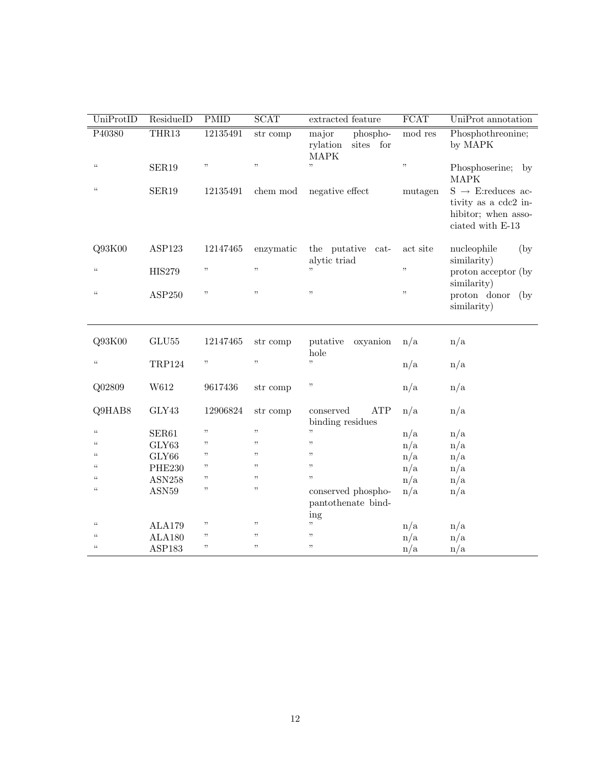| UniProtID | ResidueID | PMID | SCAT | extracted feature | FCAT | UniProt annotation |
|---|---|---|---|---|---|---|
| P40380 | THR13 | 12135491 | str comp | major phosphorylation sites for MAPK | mod res | Phosphothreonine; by MAPK |
| " | SER19 | " | " | " | " | Phosphoserine; by MAPK |
| " | SER19 | 12135491 | chem mod | negative effect | mutagen | S $\rightarrow$ E:reduces activity as a cdc2 inhibitor; when associated with E-13 |
| Q93K00 | ASP123 | 12147465 | enzymatic | the putative catalytic triad | act site | nucleophile (by similarity) |
| " | HIS279 | " | " | " | " | proton acceptor (by similarity) |
| " | ASP250 | " | " | " | " | proton donor (by similarity) |
| Q93K00 | GLU55 | 12147465 | str comp | putative oxyanion hole | n/a | n/a |
| " | TRP124 | " | " | " | n/a | n/a |
| Q02809 | W612 | 9617436 | str comp | " | n/a | n/a |
| Q9HAB8 | GLY43 | 12906824 | str comp | conserved ATP binding residues | n/a | n/a |
| " | SER61 | " | " | " | n/a | n/a |
| " | GLY63 | " | " | " | n/a | n/a |
| " | GLY66 | " | " | " | n/a | n/a |
| " | PHE230 | " | " | " | n/a | n/a |
| " | ASN258 | " | " | " | n/a | n/a |
| " | ASN59 | " | " | conserved phosphopantothenate binding | n/a | n/a |
| " | ALA179 | " | " | " | n/a | n/a |
| " | ALA180 | " | " | " | n/a | n/a |
| " | ASP183 | " | " | " | n/a | n/a |